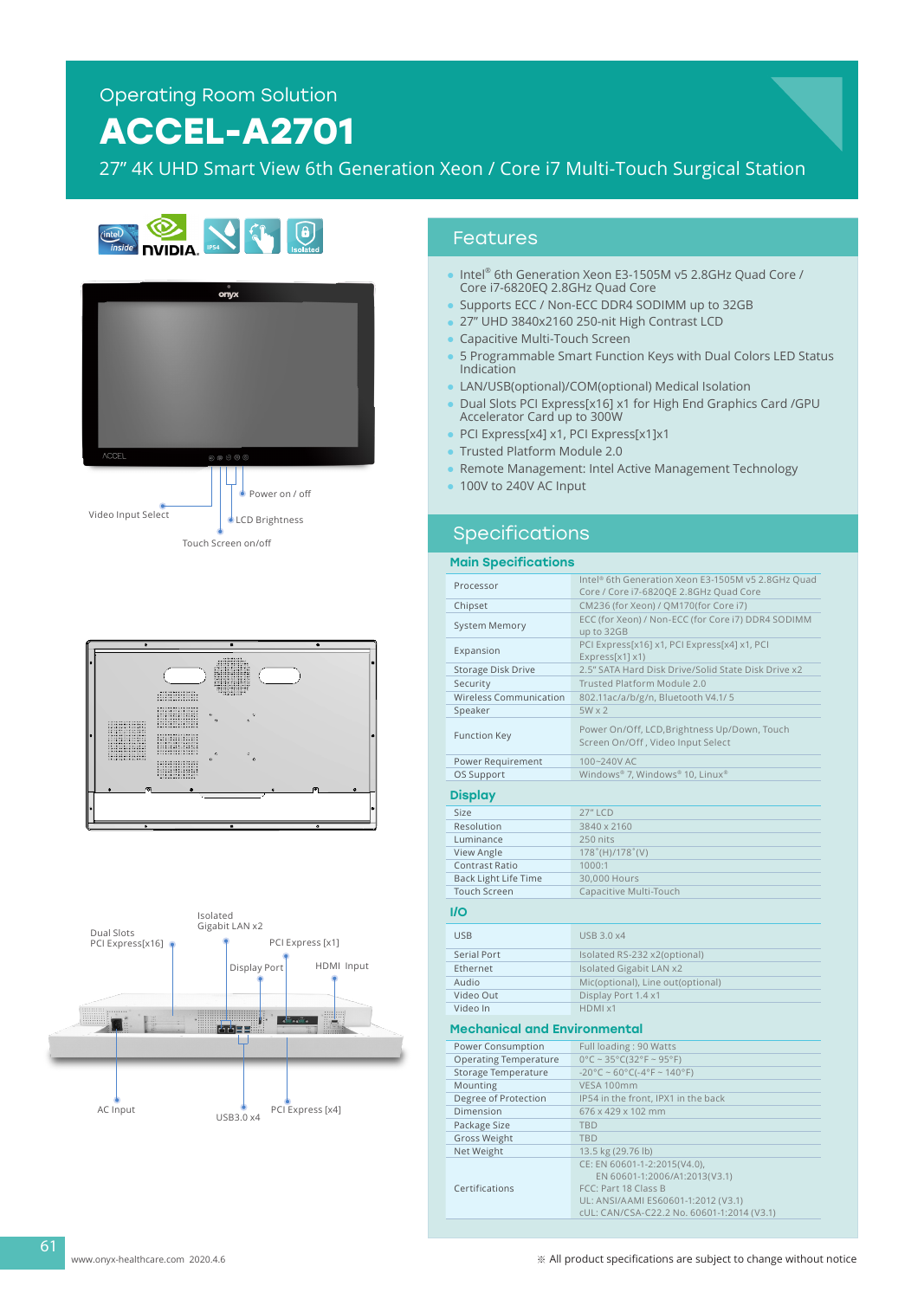Operating Room Solution

# ACCEL-A2701

27" 4K UHD Smart View 6th Generation Xeon / Core i7 Multi-Touch Surgical Station

Power on / off

Video Input Select

LCD Brightness

Touch Screen on/off

Dual Slots PCI Express[x16]

Isolated Gigabit LAN x2

PCI Express [x1]

Display Port

HDMI Input

AC Input

USB3.0 x4

PCI Express [x4]

## Features

- Intel® 6th Generation Xeon E3-1505M v5 2.8GHz Quad Core / Core i7-6820EQ 2.8GHz Quad Core
- Supports ECC / Non-ECC DDR4 SODIMM up to 32GB
- 27" UHD 3840x2160 250-nit High Contrast LCD
- Capacitive Multi-Touch Screen
- 5 Programmable Smart Function Keys with Dual Colors LED Status Indication
- LAN/USB(optional)/COM(optional) Medical Isolation
- Dual Slots PCI Express[x16] x1 for High End Graphics Card /GPU Accelerator Card up to 300W
- PCI Express[x4] x1, PCI Express[x1]x1
- Trusted Platform Module 2.0
- Remote Management: Intel Active Management Technology
- 100V to 240V AC Input

## Specifications

### Main Specifications

| | |
|---|---|
| Processor | Intel® 6th Generation Xeon E3-1505M v5 2.8GHz Quad Core / Core i7-6820QE 2.8GHz Quad Core |
| Chipset | CM236 (for Xeon) / QM170(for Core i7) |
| System Memory | ECC (for Xeon) / Non-ECC (for Core i7) DDR4 SODIMM up to 32GB |
| Expansion | PCI Express[x16] x1, PCI Express[x4] x1, PCI Express[x1] x1) |
| Storage Disk Drive | 2.5" SATA Hard Disk Drive/Solid State Disk Drive x2 |
| Security | Trusted Platform Module 2.0 |
| Wireless Communication | 802.11ac/a/b/g/n, Bluetooth V4.1/ 5 |
| Speaker | 5W x 2 |
| Function Key | Power On/Off, LCD,Brightness Up/Down, Touch Screen On/Off , Video Input Select |
| Power Requirement | 100~240V AC |
| OS Support | Windows® 7, Windows® 10, Linux® |

### Display

| | |
|---|---|
| Size | 27" LCD |
| Resolution | 3840 x 2160 |
| Luminance | 250 nits |
| View Angle | 178°(H)/178°(V) |
| Contrast Ratio | 1000:1 |
| Back Light Life Time | 30,000 Hours |
| Touch Screen | Capacitive Multi-Touch |

### I/O

| | |
|---|---|
| USB | USB 3.0 x4 |
| Serial Port | Isolated RS-232 x2(optional) |
| Ethernet | Isolated Gigabit LAN x2 |
| Audio | Mic(optional), Line out(optional) |
| Video Out | Display Port 1.4 x1 |
| Video In | HDMI x1 |

### Mechanical and Environmental

| | |
|---|---|
| Power Consumption | Full loading : 90 Watts |
| Operating Temperature | 0°C ~ 35°C(32°F ~ 95°F) |
| Storage Temperature | -20°C ~ 60°C(-4°F ~ 140°F) |
| Mounting | VESA 100mm |
| Degree of Protection | IP54 in the front, IPX1 in the back |
| Dimension | 676 x 429 x 102 mm |
| Package Size | TBD |
| Gross Weight | TBD |
| Net Weight | 13.5 kg (29.76 lb) |
| Certifications | CE: EN 60601-1-2:2015(V4.0), EN 60601-1:2006/A1:2013(V3.1)<br>FCC: Part 18 Class B<br>UL: ANSI/AAMI ES60601-1:2012 (V3.1)<br>cUL: CAN/CSA-C22.2 No. 60601-1:2014 (V3.1) |

www.onyx-healthcare.com 2020.4.6

※ All product specifications are subject to change without notice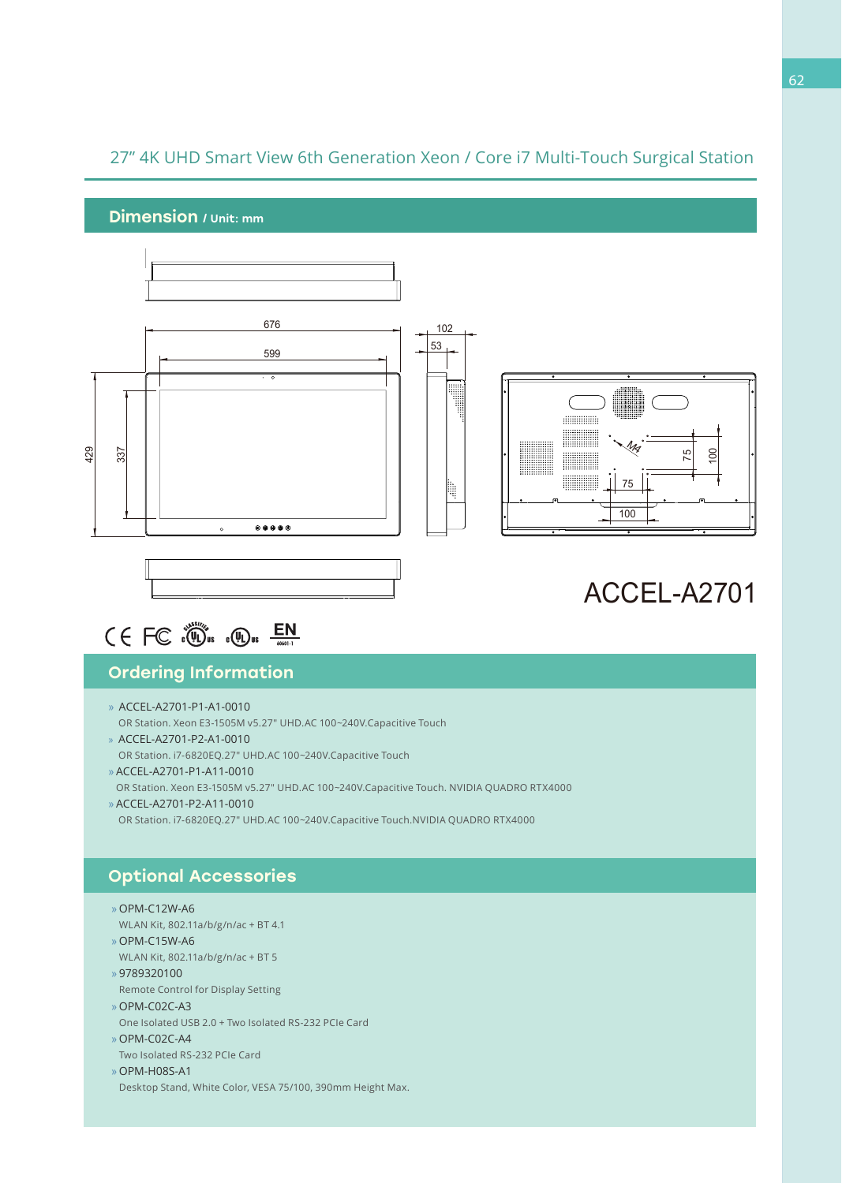27" 4K UHD Smart View 6th Generation Xeon / Core i7 Multi-Touch Surgical Station

## Dimension / Unit: mm

676

599

102

53

429

337

M4

75

100

75

100

# ACCEL-A2701

## Ordering Information

- ACCEL-A2701-P1-A1-0010
  OR Station. Xeon E3-1505M v5.27" UHD.AC 100~240V.Capacitive Touch
- ACCEL-A2701-P2-A1-0010
  OR Station. i7-6820EQ.27" UHD.AC 100~240V.Capacitive Touch
- ACCEL-A2701-P1-A11-0010
  OR Station. Xeon E3-1505M v5.27" UHD.AC 100~240V.Capacitive Touch. NVIDIA QUADRO RTX4000
- ACCEL-A2701-P2-A11-0010
  OR Station. i7-6820EQ.27" UHD.AC 100~240V.Capacitive Touch.NVIDIA QUADRO RTX4000

## Optional Accessories

- OPM-C12W-A6
  WLAN Kit, 802.11a/b/g/n/ac + BT 4.1
- OPM-C15W-A6
  WLAN Kit, 802.11a/b/g/n/ac + BT 5
- 9789320100
  Remote Control for Display Setting
- OPM-C02C-A3
  One Isolated USB 2.0 + Two Isolated RS-232 PCIe Card
- OPM-C02C-A4
  Two Isolated RS-232 PCIe Card
- OPM-H08S-A1
  Desktop Stand, White Color, VESA 75/100, 390mm Height Max.